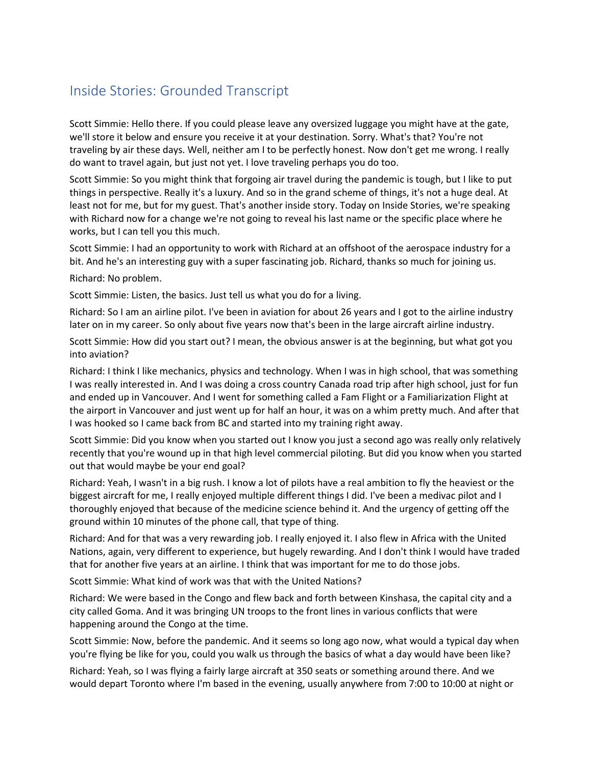# Inside Stories: Grounded Transcript

Scott Simmie: Hello there. If you could please leave any oversized luggage you might have at the gate, we'll store it below and ensure you receive it at your destination. Sorry. What's that? You're not traveling by air these days. Well, neither am I to be perfectly honest. Now don't get me wrong. I really do want to travel again, but just not yet. I love traveling perhaps you do too.

Scott Simmie: So you might think that forgoing air travel during the pandemic is tough, but I like to put things in perspective. Really it's a luxury. And so in the grand scheme of things, it's not a huge deal. At least not for me, but for my guest. That's another inside story. Today on Inside Stories, we're speaking with Richard now for a change we're not going to reveal his last name or the specific place where he works, but I can tell you this much.

Scott Simmie: I had an opportunity to work with Richard at an offshoot of the aerospace industry for a bit. And he's an interesting guy with a super fascinating job. Richard, thanks so much for joining us.

Richard: No problem.

Scott Simmie: Listen, the basics. Just tell us what you do for a living.

Richard: So I am an airline pilot. I've been in aviation for about 26 years and I got to the airline industry later on in my career. So only about five years now that's been in the large aircraft airline industry.

Scott Simmie: How did you start out? I mean, the obvious answer is at the beginning, but what got you into aviation?

Richard: I think I like mechanics, physics and technology. When I was in high school, that was something I was really interested in. And I was doing a cross country Canada road trip after high school, just for fun and ended up in Vancouver. And I went for something called a Fam Flight or a Familiarization Flight at the airport in Vancouver and just went up for half an hour, it was on a whim pretty much. And after that I was hooked so I came back from BC and started into my training right away.

Scott Simmie: Did you know when you started out I know you just a second ago was really only relatively recently that you're wound up in that high level commercial piloting. But did you know when you started out that would maybe be your end goal?

Richard: Yeah, I wasn't in a big rush. I know a lot of pilots have a real ambition to fly the heaviest or the biggest aircraft for me, I really enjoyed multiple different things I did. I've been a medivac pilot and I thoroughly enjoyed that because of the medicine science behind it. And the urgency of getting off the ground within 10 minutes of the phone call, that type of thing.

Richard: And for that was a very rewarding job. I really enjoyed it. I also flew in Africa with the United Nations, again, very different to experience, but hugely rewarding. And I don't think I would have traded that for another five years at an airline. I think that was important for me to do those jobs.

Scott Simmie: What kind of work was that with the United Nations?

Richard: We were based in the Congo and flew back and forth between Kinshasa, the capital city and a city called Goma. And it was bringing UN troops to the front lines in various conflicts that were happening around the Congo at the time.

Scott Simmie: Now, before the pandemic. And it seems so long ago now, what would a typical day when you're flying be like for you, could you walk us through the basics of what a day would have been like?

Richard: Yeah, so I was flying a fairly large aircraft at 350 seats or something around there. And we would depart Toronto where I'm based in the evening, usually anywhere from 7:00 to 10:00 at night or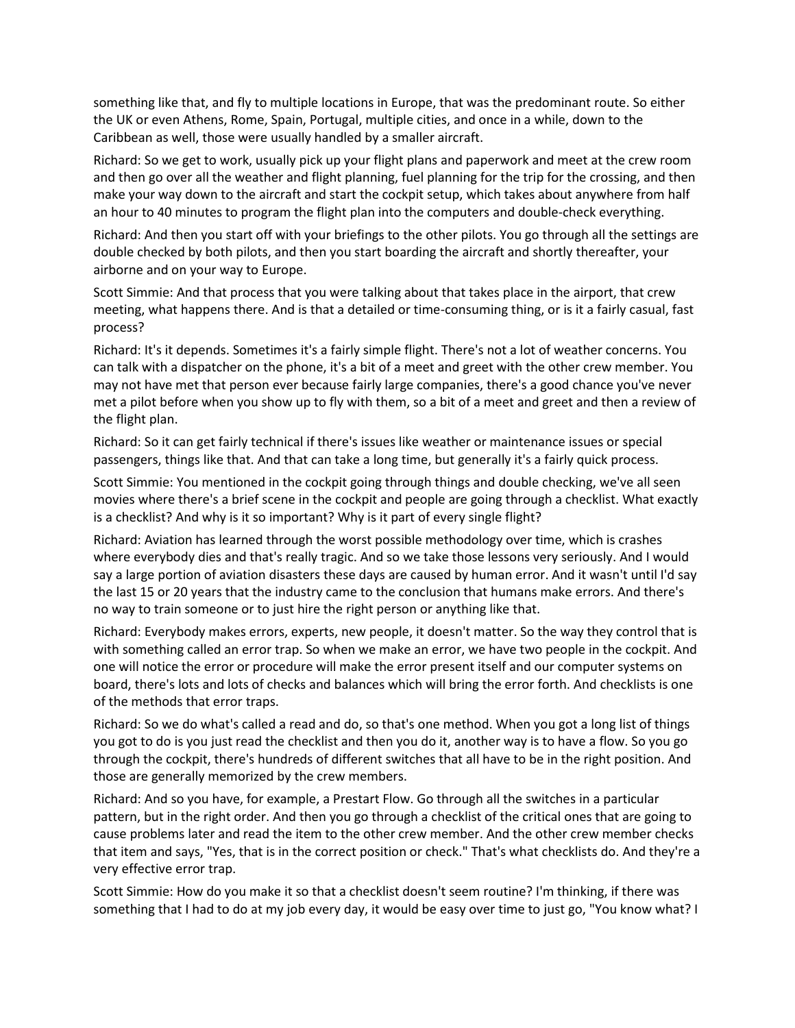something like that, and fly to multiple locations in Europe, that was the predominant route. So either the UK or even Athens, Rome, Spain, Portugal, multiple cities, and once in a while, down to the Caribbean as well, those were usually handled by a smaller aircraft.

Richard: So we get to work, usually pick up your flight plans and paperwork and meet at the crew room and then go over all the weather and flight planning, fuel planning for the trip for the crossing, and then make your way down to the aircraft and start the cockpit setup, which takes about anywhere from half an hour to 40 minutes to program the flight plan into the computers and double-check everything.

Richard: And then you start off with your briefings to the other pilots. You go through all the settings are double checked by both pilots, and then you start boarding the aircraft and shortly thereafter, your airborne and on your way to Europe.

Scott Simmie: And that process that you were talking about that takes place in the airport, that crew meeting, what happens there. And is that a detailed or time-consuming thing, or is it a fairly casual, fast process?

Richard: It's it depends. Sometimes it's a fairly simple flight. There's not a lot of weather concerns. You can talk with a dispatcher on the phone, it's a bit of a meet and greet with the other crew member. You may not have met that person ever because fairly large companies, there's a good chance you've never met a pilot before when you show up to fly with them, so a bit of a meet and greet and then a review of the flight plan.

Richard: So it can get fairly technical if there's issues like weather or maintenance issues or special passengers, things like that. And that can take a long time, but generally it's a fairly quick process.

Scott Simmie: You mentioned in the cockpit going through things and double checking, we've all seen movies where there's a brief scene in the cockpit and people are going through a checklist. What exactly is a checklist? And why is it so important? Why is it part of every single flight?

Richard: Aviation has learned through the worst possible methodology over time, which is crashes where everybody dies and that's really tragic. And so we take those lessons very seriously. And I would say a large portion of aviation disasters these days are caused by human error. And it wasn't until I'd say the last 15 or 20 years that the industry came to the conclusion that humans make errors. And there's no way to train someone or to just hire the right person or anything like that.

Richard: Everybody makes errors, experts, new people, it doesn't matter. So the way they control that is with something called an error trap. So when we make an error, we have two people in the cockpit. And one will notice the error or procedure will make the error present itself and our computer systems on board, there's lots and lots of checks and balances which will bring the error forth. And checklists is one of the methods that error traps.

Richard: So we do what's called a read and do, so that's one method. When you got a long list of things you got to do is you just read the checklist and then you do it, another way is to have a flow. So you go through the cockpit, there's hundreds of different switches that all have to be in the right position. And those are generally memorized by the crew members.

Richard: And so you have, for example, a Prestart Flow. Go through all the switches in a particular pattern, but in the right order. And then you go through a checklist of the critical ones that are going to cause problems later and read the item to the other crew member. And the other crew member checks that item and says, "Yes, that is in the correct position or check." That's what checklists do. And they're a very effective error trap.

Scott Simmie: How do you make it so that a checklist doesn't seem routine? I'm thinking, if there was something that I had to do at my job every day, it would be easy over time to just go, "You know what? I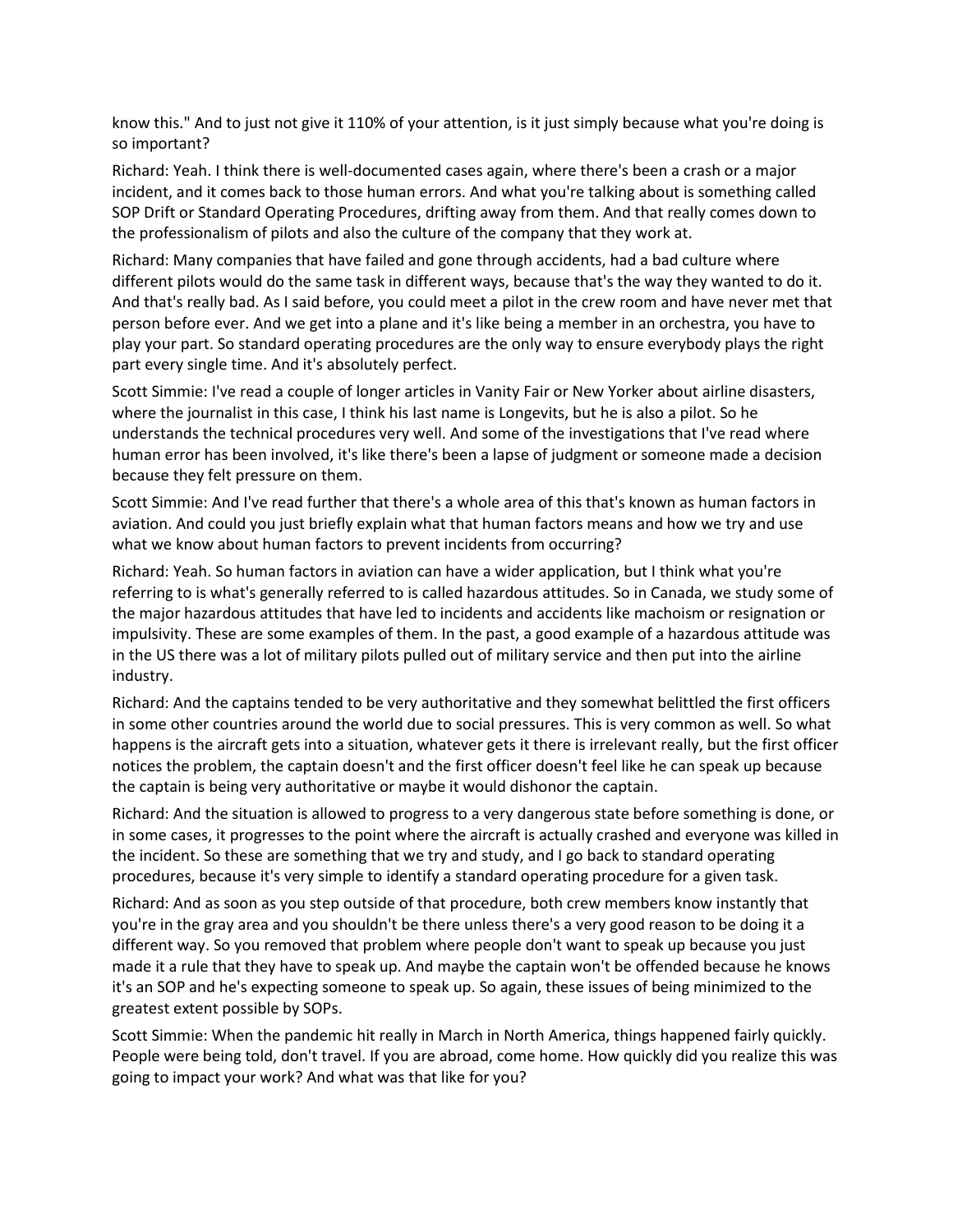know this." And to just not give it 110% of your attention, is it just simply because what you're doing is so important?

Richard: Yeah. I think there is well-documented cases again, where there's been a crash or a major incident, and it comes back to those human errors. And what you're talking about is something called SOP Drift or Standard Operating Procedures, drifting away from them. And that really comes down to the professionalism of pilots and also the culture of the company that they work at.

Richard: Many companies that have failed and gone through accidents, had a bad culture where different pilots would do the same task in different ways, because that's the way they wanted to do it. And that's really bad. As I said before, you could meet a pilot in the crew room and have never met that person before ever. And we get into a plane and it's like being a member in an orchestra, you have to play your part. So standard operating procedures are the only way to ensure everybody plays the right part every single time. And it's absolutely perfect.

Scott Simmie: I've read a couple of longer articles in Vanity Fair or New Yorker about airline disasters, where the journalist in this case, I think his last name is Longevits, but he is also a pilot. So he understands the technical procedures very well. And some of the investigations that I've read where human error has been involved, it's like there's been a lapse of judgment or someone made a decision because they felt pressure on them.

Scott Simmie: And I've read further that there's a whole area of this that's known as human factors in aviation. And could you just briefly explain what that human factors means and how we try and use what we know about human factors to prevent incidents from occurring?

Richard: Yeah. So human factors in aviation can have a wider application, but I think what you're referring to is what's generally referred to is called hazardous attitudes. So in Canada, we study some of the major hazardous attitudes that have led to incidents and accidents like machoism or resignation or impulsivity. These are some examples of them. In the past, a good example of a hazardous attitude was in the US there was a lot of military pilots pulled out of military service and then put into the airline industry.

Richard: And the captains tended to be very authoritative and they somewhat belittled the first officers in some other countries around the world due to social pressures. This is very common as well. So what happens is the aircraft gets into a situation, whatever gets it there is irrelevant really, but the first officer notices the problem, the captain doesn't and the first officer doesn't feel like he can speak up because the captain is being very authoritative or maybe it would dishonor the captain.

Richard: And the situation is allowed to progress to a very dangerous state before something is done, or in some cases, it progresses to the point where the aircraft is actually crashed and everyone was killed in the incident. So these are something that we try and study, and I go back to standard operating procedures, because it's very simple to identify a standard operating procedure for a given task.

Richard: And as soon as you step outside of that procedure, both crew members know instantly that you're in the gray area and you shouldn't be there unless there's a very good reason to be doing it a different way. So you removed that problem where people don't want to speak up because you just made it a rule that they have to speak up. And maybe the captain won't be offended because he knows it's an SOP and he's expecting someone to speak up. So again, these issues of being minimized to the greatest extent possible by SOPs.

Scott Simmie: When the pandemic hit really in March in North America, things happened fairly quickly. People were being told, don't travel. If you are abroad, come home. How quickly did you realize this was going to impact your work? And what was that like for you?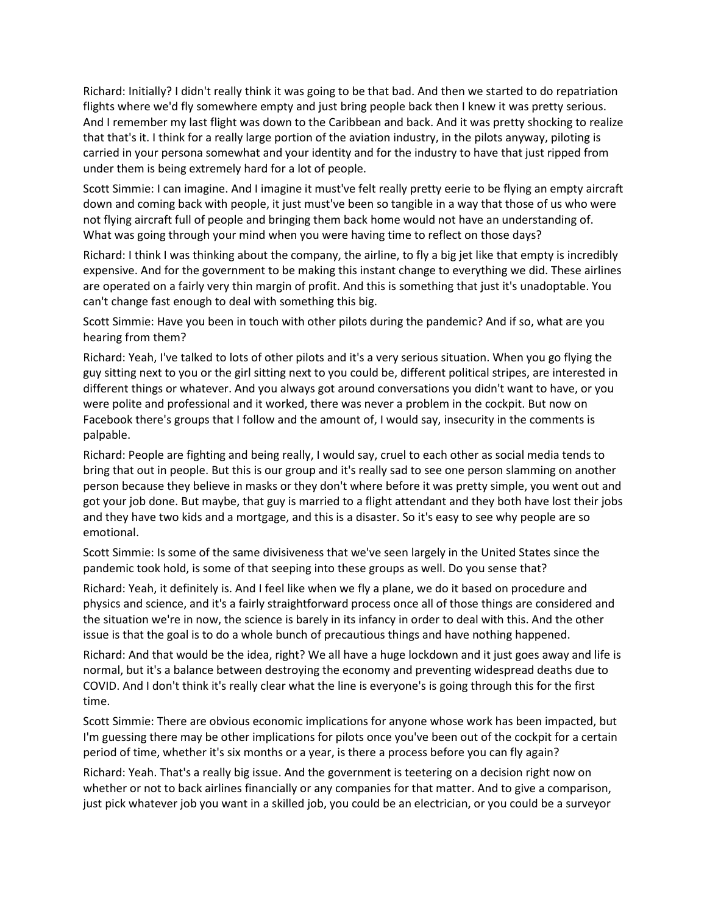Richard: Initially? I didn't really think it was going to be that bad. And then we started to do repatriation flights where we'd fly somewhere empty and just bring people back then I knew it was pretty serious. And I remember my last flight was down to the Caribbean and back. And it was pretty shocking to realize that that's it. I think for a really large portion of the aviation industry, in the pilots anyway, piloting is carried in your persona somewhat and your identity and for the industry to have that just ripped from under them is being extremely hard for a lot of people.

Scott Simmie: I can imagine. And I imagine it must've felt really pretty eerie to be flying an empty aircraft down and coming back with people, it just must've been so tangible in a way that those of us who were not flying aircraft full of people and bringing them back home would not have an understanding of. What was going through your mind when you were having time to reflect on those days?

Richard: I think I was thinking about the company, the airline, to fly a big jet like that empty is incredibly expensive. And for the government to be making this instant change to everything we did. These airlines are operated on a fairly very thin margin of profit. And this is something that just it's unadoptable. You can't change fast enough to deal with something this big.

Scott Simmie: Have you been in touch with other pilots during the pandemic? And if so, what are you hearing from them?

Richard: Yeah, I've talked to lots of other pilots and it's a very serious situation. When you go flying the guy sitting next to you or the girl sitting next to you could be, different political stripes, are interested in different things or whatever. And you always got around conversations you didn't want to have, or you were polite and professional and it worked, there was never a problem in the cockpit. But now on Facebook there's groups that I follow and the amount of, I would say, insecurity in the comments is palpable.

Richard: People are fighting and being really, I would say, cruel to each other as social media tends to bring that out in people. But this is our group and it's really sad to see one person slamming on another person because they believe in masks or they don't where before it was pretty simple, you went out and got your job done. But maybe, that guy is married to a flight attendant and they both have lost their jobs and they have two kids and a mortgage, and this is a disaster. So it's easy to see why people are so emotional.

Scott Simmie: Is some of the same divisiveness that we've seen largely in the United States since the pandemic took hold, is some of that seeping into these groups as well. Do you sense that?

Richard: Yeah, it definitely is. And I feel like when we fly a plane, we do it based on procedure and physics and science, and it's a fairly straightforward process once all of those things are considered and the situation we're in now, the science is barely in its infancy in order to deal with this. And the other issue is that the goal is to do a whole bunch of precautious things and have nothing happened.

Richard: And that would be the idea, right? We all have a huge lockdown and it just goes away and life is normal, but it's a balance between destroying the economy and preventing widespread deaths due to COVID. And I don't think it's really clear what the line is everyone's is going through this for the first time.

Scott Simmie: There are obvious economic implications for anyone whose work has been impacted, but I'm guessing there may be other implications for pilots once you've been out of the cockpit for a certain period of time, whether it's six months or a year, is there a process before you can fly again?

Richard: Yeah. That's a really big issue. And the government is teetering on a decision right now on whether or not to back airlines financially or any companies for that matter. And to give a comparison, just pick whatever job you want in a skilled job, you could be an electrician, or you could be a surveyor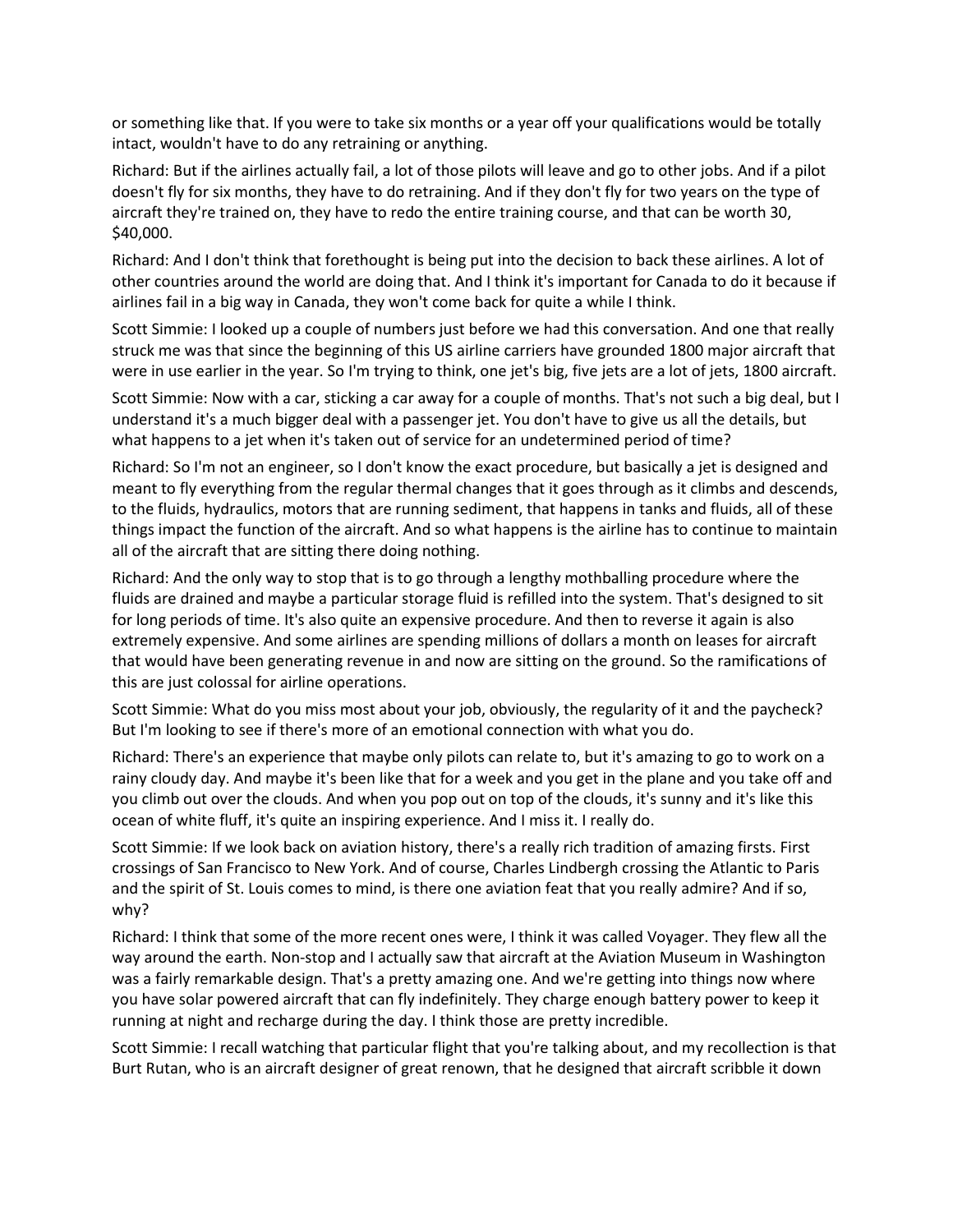or something like that. If you were to take six months or a year off your qualifications would be totally intact, wouldn't have to do any retraining or anything.

Richard: But if the airlines actually fail, a lot of those pilots will leave and go to other jobs. And if a pilot doesn't fly for six months, they have to do retraining. And if they don't fly for two years on the type of aircraft they're trained on, they have to redo the entire training course, and that can be worth 30, $40,000.

Richard: And I don't think that forethought is being put into the decision to back these airlines. A lot of other countries around the world are doing that. And I think it's important for Canada to do it because if airlines fail in a big way in Canada, they won't come back for quite a while I think.

Scott Simmie: I looked up a couple of numbers just before we had this conversation. And one that really struck me was that since the beginning of this US airline carriers have grounded 1800 major aircraft that were in use earlier in the year. So I'm trying to think, one jet's big, five jets are a lot of jets, 1800 aircraft.

Scott Simmie: Now with a car, sticking a car away for a couple of months. That's not such a big deal, but I understand it's a much bigger deal with a passenger jet. You don't have to give us all the details, but what happens to a jet when it's taken out of service for an undetermined period of time?

Richard: So I'm not an engineer, so I don't know the exact procedure, but basically a jet is designed and meant to fly everything from the regular thermal changes that it goes through as it climbs and descends, to the fluids, hydraulics, motors that are running sediment, that happens in tanks and fluids, all of these things impact the function of the aircraft. And so what happens is the airline has to continue to maintain all of the aircraft that are sitting there doing nothing.

Richard: And the only way to stop that is to go through a lengthy mothballing procedure where the fluids are drained and maybe a particular storage fluid is refilled into the system. That's designed to sit for long periods of time. It's also quite an expensive procedure. And then to reverse it again is also extremely expensive. And some airlines are spending millions of dollars a month on leases for aircraft that would have been generating revenue in and now are sitting on the ground. So the ramifications of this are just colossal for airline operations.

Scott Simmie: What do you miss most about your job, obviously, the regularity of it and the paycheck? But I'm looking to see if there's more of an emotional connection with what you do.

Richard: There's an experience that maybe only pilots can relate to, but it's amazing to go to work on a rainy cloudy day. And maybe it's been like that for a week and you get in the plane and you take off and you climb out over the clouds. And when you pop out on top of the clouds, it's sunny and it's like this ocean of white fluff, it's quite an inspiring experience. And I miss it. I really do.

Scott Simmie: If we look back on aviation history, there's a really rich tradition of amazing firsts. First crossings of San Francisco to New York. And of course, Charles Lindbergh crossing the Atlantic to Paris and the spirit of St. Louis comes to mind, is there one aviation feat that you really admire? And if so, why?

Richard: I think that some of the more recent ones were, I think it was called Voyager. They flew all the way around the earth. Non-stop and I actually saw that aircraft at the Aviation Museum in Washington was a fairly remarkable design. That's a pretty amazing one. And we're getting into things now where you have solar powered aircraft that can fly indefinitely. They charge enough battery power to keep it running at night and recharge during the day. I think those are pretty incredible.

Scott Simmie: I recall watching that particular flight that you're talking about, and my recollection is that Burt Rutan, who is an aircraft designer of great renown, that he designed that aircraft scribble it down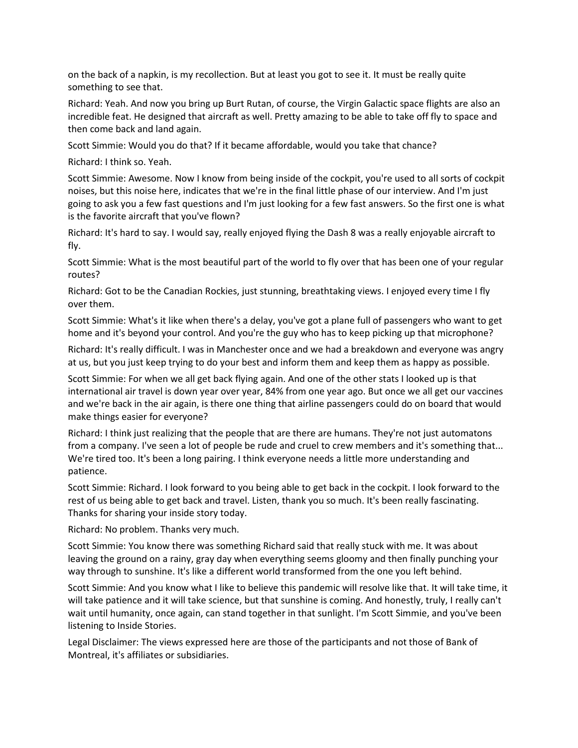on the back of a napkin, is my recollection. But at least you got to see it. It must be really quite something to see that.

Richard: Yeah. And now you bring up Burt Rutan, of course, the Virgin Galactic space flights are also an incredible feat. He designed that aircraft as well. Pretty amazing to be able to take off fly to space and then come back and land again.

Scott Simmie: Would you do that? If it became affordable, would you take that chance?

Richard: I think so. Yeah.

Scott Simmie: Awesome. Now I know from being inside of the cockpit, you're used to all sorts of cockpit noises, but this noise here, indicates that we're in the final little phase of our interview. And I'm just going to ask you a few fast questions and I'm just looking for a few fast answers. So the first one is what is the favorite aircraft that you've flown?

Richard: It's hard to say. I would say, really enjoyed flying the Dash 8 was a really enjoyable aircraft to fly.

Scott Simmie: What is the most beautiful part of the world to fly over that has been one of your regular routes?

Richard: Got to be the Canadian Rockies, just stunning, breathtaking views. I enjoyed every time I fly over them.

Scott Simmie: What's it like when there's a delay, you've got a plane full of passengers who want to get home and it's beyond your control. And you're the guy who has to keep picking up that microphone?

Richard: It's really difficult. I was in Manchester once and we had a breakdown and everyone was angry at us, but you just keep trying to do your best and inform them and keep them as happy as possible.

Scott Simmie: For when we all get back flying again. And one of the other stats I looked up is that international air travel is down year over year, 84% from one year ago. But once we all get our vaccines and we're back in the air again, is there one thing that airline passengers could do on board that would make things easier for everyone?

Richard: I think just realizing that the people that are there are humans. They're not just automatons from a company. I've seen a lot of people be rude and cruel to crew members and it's something that... We're tired too. It's been a long pairing. I think everyone needs a little more understanding and patience.

Scott Simmie: Richard. I look forward to you being able to get back in the cockpit. I look forward to the rest of us being able to get back and travel. Listen, thank you so much. It's been really fascinating. Thanks for sharing your inside story today.

Richard: No problem. Thanks very much.

Scott Simmie: You know there was something Richard said that really stuck with me. It was about leaving the ground on a rainy, gray day when everything seems gloomy and then finally punching your way through to sunshine. It's like a different world transformed from the one you left behind.

Scott Simmie: And you know what I like to believe this pandemic will resolve like that. It will take time, it will take patience and it will take science, but that sunshine is coming. And honestly, truly, I really can't wait until humanity, once again, can stand together in that sunlight. I'm Scott Simmie, and you've been listening to Inside Stories.

Legal Disclaimer: The views expressed here are those of the participants and not those of Bank of Montreal, it's affiliates or subsidiaries.